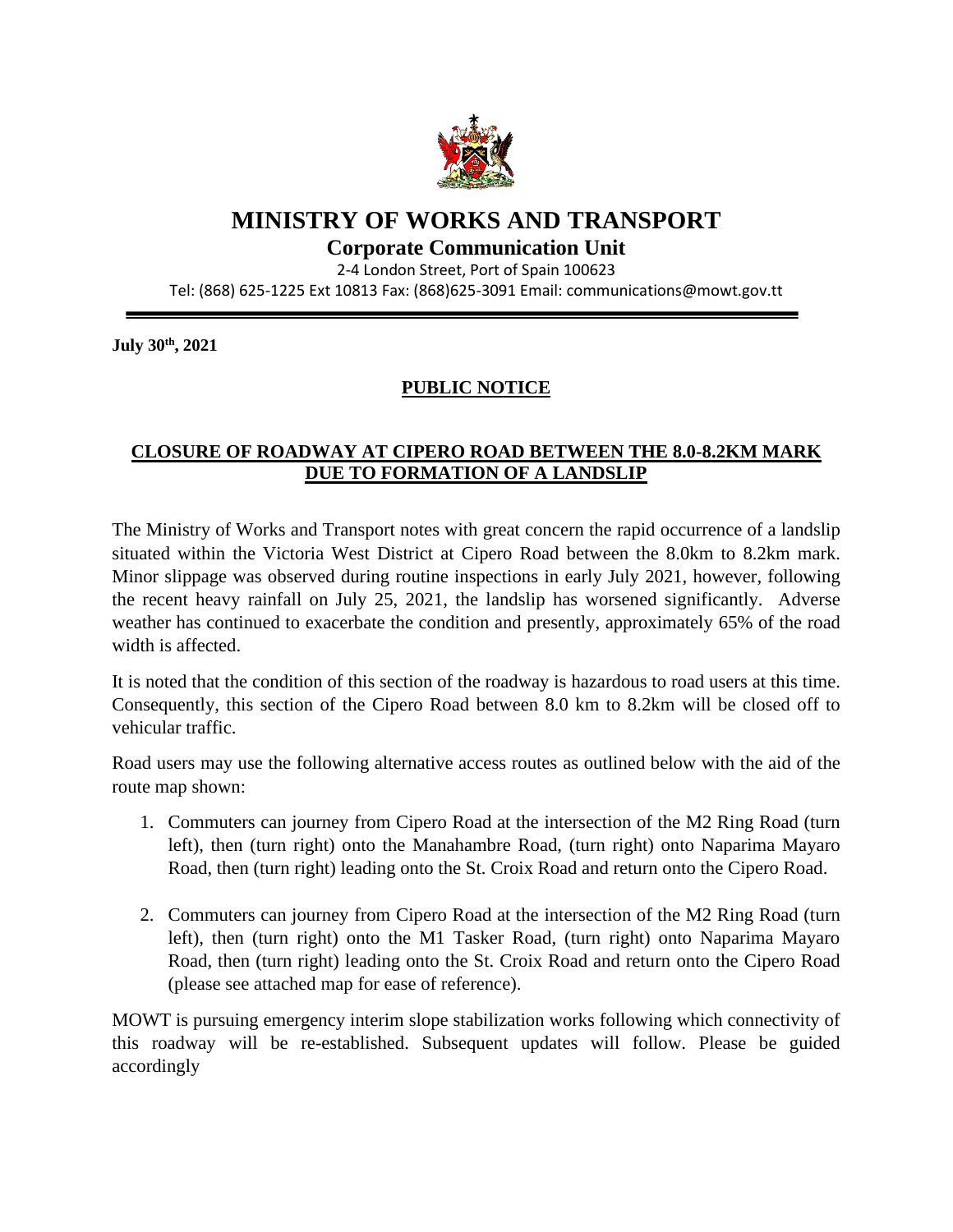# MINISTRY OF WORKS AND TRANSPORT

## Corporate Communication Unit

2-4 London Street, Port of Spain 100623

Tel: (868) 625-1225 Ext 10813 Fax: (868)625-3091 Email: communications@mowt.gov.tt

---

**July 30th, 2021**

## PUBLIC NOTICE

### CLOSURE OF ROADWAY AT CIPERO ROAD BETWEEN THE 8.0-8.2KM MARK DUE TO FORMATION OF A LANDSLIP

The Ministry of Works and Transport notes with great concern the rapid occurrence of a landslip situated within the Victoria West District at Cipero Road between the 8.0km to 8.2km mark. Minor slippage was observed during routine inspections in early July 2021, however, following the recent heavy rainfall on July 25, 2021, the landslip has worsened significantly. Adverse weather has continued to exacerbate the condition and presently, approximately 65% of the road width is affected.

It is noted that the condition of this section of the roadway is hazardous to road users at this time. Consequently, this section of the Cipero Road between 8.0 km to 8.2km will be closed off to vehicular traffic.

Road users may use the following alternative access routes as outlined below with the aid of the route map shown:

1. Commuters can journey from Cipero Road at the intersection of the M2 Ring Road (turn left), then (turn right) onto the Manahambre Road, (turn right) onto Naparima Mayaro Road, then (turn right) leading onto the St. Croix Road and return onto the Cipero Road.

2. Commuters can journey from Cipero Road at the intersection of the M2 Ring Road (turn left), then (turn right) onto the M1 Tasker Road, (turn right) onto Naparima Mayaro Road, then (turn right) leading onto the St. Croix Road and return onto the Cipero Road (please see attached map for ease of reference).

MOWT is pursuing emergency interim slope stabilization works following which connectivity of this roadway will be re-established. Subsequent updates will follow. Please be guided accordingly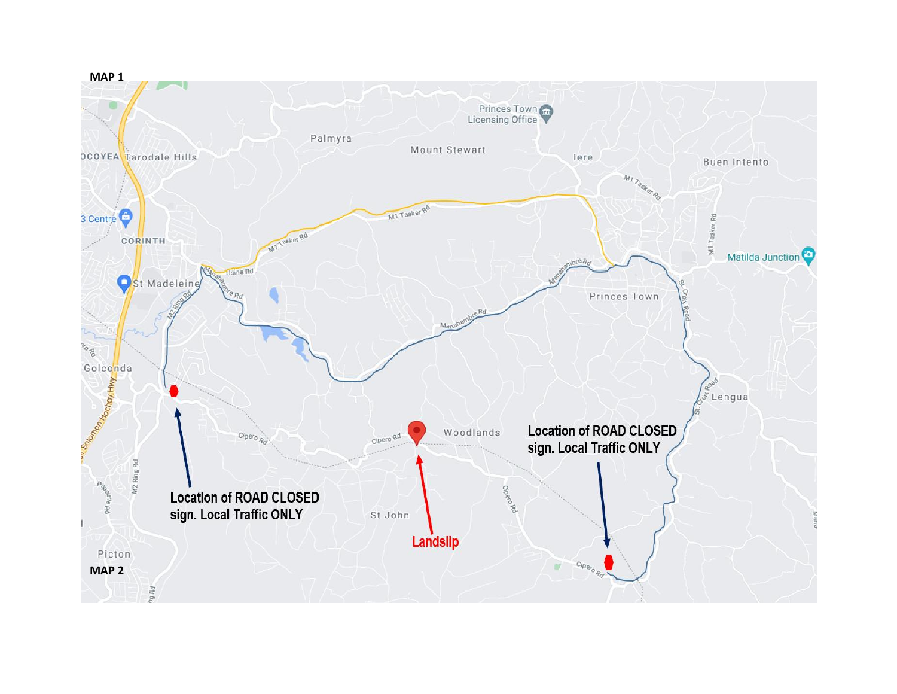MAP 1

Location of ROAD CLOSED sign. Local Traffic ONLY

Landslip

Location of ROAD CLOSED sign. Local Traffic ONLY

MAP 2